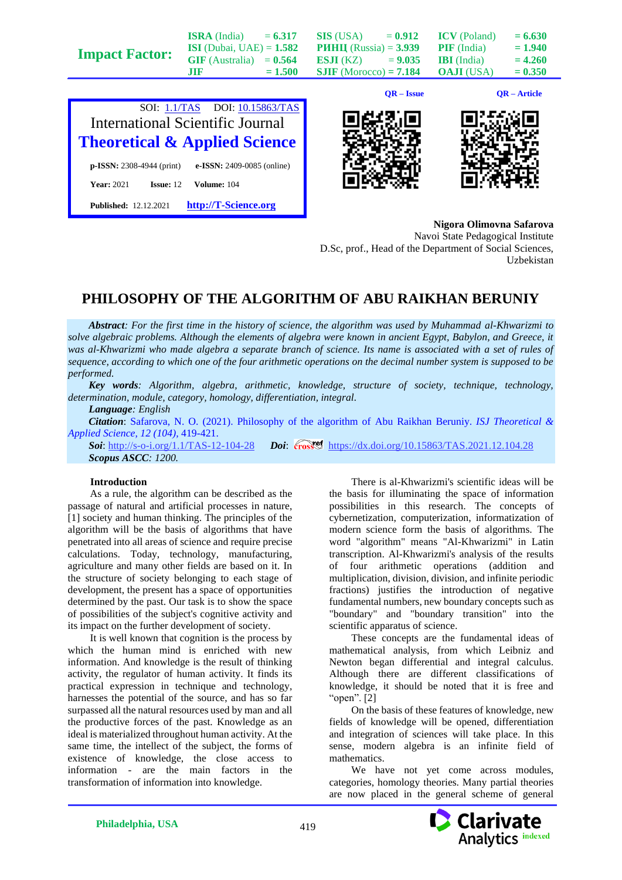Impact Factor:

| | | | |
|---|---|---|---|
| ISRA (India) = 6.317 | SIS (USA) = 0.912 | ICV (Poland) = 6.630 |
| ISI (Dubai, UAE) = 1.582 | РИНЦ (Russia) = 3.939 | PIF (India) = 1.940 |
| GIF (Australia) = 0.564 | ESJI (KZ) = 9.035 | IBI (India) = 4.260 |
| JIF = 1.500 | SJIF (Morocco) = 7.184 | OAJI (USA) = 0.350 |

SOI: 1.1/TAS DOI: 10.15863/TAS

International Scientific Journal

**Theoretical & Applied Science**

**p-ISSN:** 2308-4944 (print) **e-ISSN:** 2409-0085 (online)

**Year:** 2021 **Issue:** 12 **Volume:** 104

**Published:** 12.12.2021 **http://T-Science.org**

QR – Issue QR – Article

**Nigora Olimovna Safarova**
Navoi State Pedagogical Institute
D.Sc, prof., Head of the Department of Social Sciences,
Uzbekistan

# PHILOSOPHY OF THE ALGORITHM OF ABU RAIKHAN BERUNIY

***Abstract**: For the first time in the history of science, the algorithm was used by Muhammad al-Khwarizmi to solve algebraic problems. Although the elements of algebra were known in ancient Egypt, Babylon, and Greece, it was al-Khwarizmi who made algebra a separate branch of science. Its name is associated with a set of rules of sequence, according to which one of the four arithmetic operations on the decimal number system is supposed to be performed.*

***Key words**: Algorithm, algebra, arithmetic, knowledge, structure of society, technique, technology, determination, module, category, homology, differentiation, integral.*

***Language**: English*

***Citation**: Safarova, N. O. (2021). Philosophy of the algorithm of Abu Raikhan Beruniy. ISJ Theoretical & Applied Science, 12 (104), 419-421.*

***Soi**: http://s-o-i.org/1.1/TAS-12-104-28 **Doi**: https://dx.doi.org/10.15863/TAS.2021.12.104.28*

***Scopus ASCC**: 1200.*

## Introduction

As a rule, the algorithm can be described as the passage of natural and artificial processes in nature, [1] society and human thinking. The principles of the algorithm will be the basis of algorithms that have penetrated into all areas of science and require precise calculations. Today, technology, manufacturing, agriculture and many other fields are based on it. In the structure of society belonging to each stage of development, the present has a space of opportunities determined by the past. Our task is to show the space of possibilities of the subject's cognitive activity and its impact on the further development of society.

It is well known that cognition is the process by which the human mind is enriched with new information. And knowledge is the result of thinking activity, the regulator of human activity. It finds its practical expression in technique and technology, harnesses the potential of the source, and has so far surpassed all the natural resources used by man and all the productive forces of the past. Knowledge as an ideal is materialized throughout human activity. At the same time, the intellect of the subject, the forms of existence of knowledge, the close access to information - are the main factors in the transformation of information into knowledge.

There is al-Khwarizmi's scientific ideas will be the basis for illuminating the space of information possibilities in this research. The concepts of cybernetization, computerization, informatization of modern science form the basis of algorithms. The word "algorithm" means "Al-Khwarizmi" in Latin transcription. Al-Khwarizmi's analysis of the results of four arithmetic operations (addition and multiplication, division, division, and infinite periodic fractions) justifies the introduction of negative fundamental numbers, new boundary concepts such as "boundary" and "boundary transition" into the scientific apparatus of science.

These concepts are the fundamental ideas of mathematical analysis, from which Leibniz and Newton began differential and integral calculus. Although there are different classifications of knowledge, it should be noted that it is free and "open". [2]

On the basis of these features of knowledge, new fields of knowledge will be opened, differentiation and integration of sciences will take place. In this sense, modern algebra is an infinite field of mathematics.

We have not yet come across modules, categories, homology theories. Many partial theories are now placed in the general scheme of general

Philadelphia, USA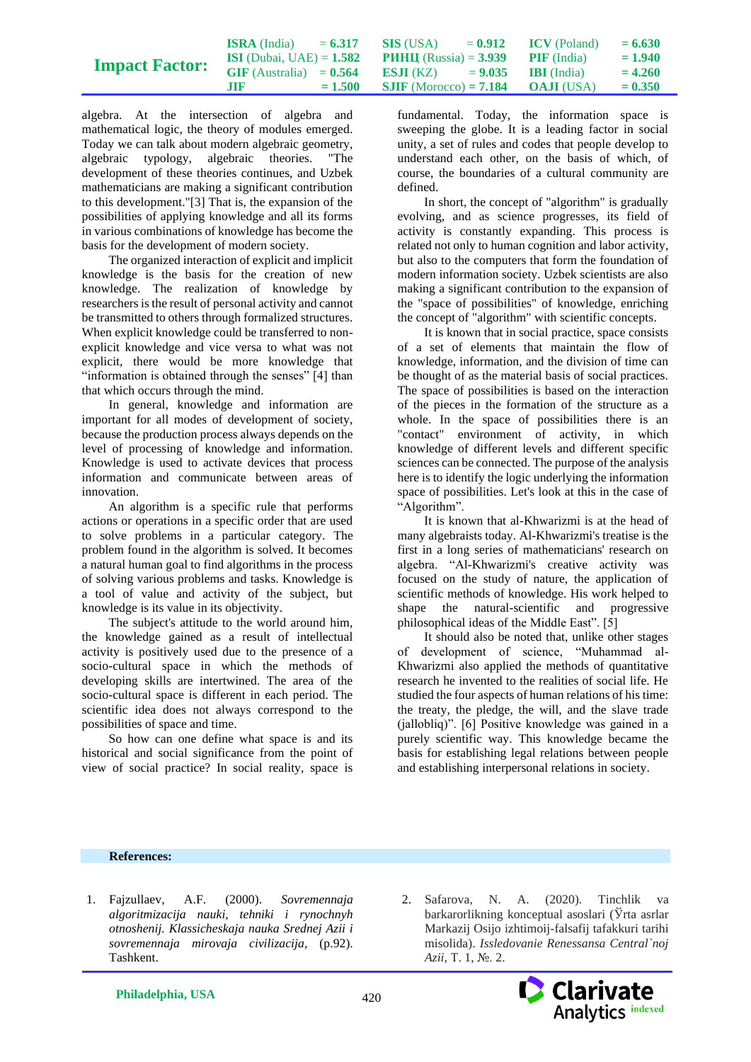algebra. At the intersection of algebra and mathematical logic, the theory of modules emerged. Today we can talk about modern algebraic geometry, algebraic typology, algebraic theories. "The development of these theories continues, and Uzbek mathematicians are making a significant contribution to this development."[3] That is, the expansion of the possibilities of applying knowledge and all its forms in various combinations of knowledge has become the basis for the development of modern society.

The organized interaction of explicit and implicit knowledge is the basis for the creation of new knowledge. The realization of knowledge by researchers is the result of personal activity and cannot be transmitted to others through formalized structures. When explicit knowledge could be transferred to non-explicit knowledge and vice versa to what was not explicit, there would be more knowledge that “information is obtained through the senses” [4] than that which occurs through the mind.

In general, knowledge and information are important for all modes of development of society, because the production process always depends on the level of processing of knowledge and information. Knowledge is used to activate devices that process information and communicate between areas of innovation.

An algorithm is a specific rule that performs actions or operations in a specific order that are used to solve problems in a particular category. The problem found in the algorithm is solved. It becomes a natural human goal to find algorithms in the process of solving various problems and tasks. Knowledge is a tool of value and activity of the subject, but knowledge is its value in its objectivity.

The subject's attitude to the world around him, the knowledge gained as a result of intellectual activity is positively used due to the presence of a socio-cultural space in which the methods of developing skills are intertwined. The area of the socio-cultural space is different in each period. The scientific idea does not always correspond to the possibilities of space and time.

So how can one define what space is and its historical and social significance from the point of view of social practice? In social reality, space is fundamental. Today, the information space is sweeping the globe. It is a leading factor in social unity, a set of rules and codes that people develop to understand each other, on the basis of which, of course, the boundaries of a cultural community are defined.

In short, the concept of "algorithm" is gradually evolving, and as science progresses, its field of activity is constantly expanding. This process is related not only to human cognition and labor activity, but also to the computers that form the foundation of modern information society. Uzbek scientists are also making a significant contribution to the expansion of the "space of possibilities" of knowledge, enriching the concept of "algorithm" with scientific concepts.

It is known that in social practice, space consists of a set of elements that maintain the flow of knowledge, information, and the division of time can be thought of as the material basis of social practices. The space of possibilities is based on the interaction of the pieces in the formation of the structure as a whole. In the space of possibilities there is an "contact" environment of activity, in which knowledge of different levels and different specific sciences can be connected. The purpose of the analysis here is to identify the logic underlying the information space of possibilities. Let's look at this in the case of “Algorithm”.

It is known that al-Khwarizmi is at the head of many algebraists today. Al-Khwarizmi's treatise is the first in a long series of mathematicians' research on algebra. “Al-Khwarizmi's creative activity was focused on the study of nature, the application of scientific methods of knowledge. His work helped to shape the natural-scientific and progressive philosophical ideas of the Middle East”. [5]

It should also be noted that, unlike other stages of development of science, “Muhammad al-Khwarizmi also applied the methods of quantitative research he invented to the realities of social life. He studied the four aspects of human relations of his time: the treaty, the pledge, the will, and the slave trade (jallobliq)”. [6] Positive knowledge was gained in a purely scientific way. This knowledge became the basis for establishing legal relations between people and establishing interpersonal relations in society.

**References:**

1. Fajzullaev, A.F. (2000). *Sovremennaja algoritmizacija nauki, tehniki i rynochnyh otnoshenij. Klassicheskaja nauka Srednej Azii i sovremennaja mirovaja civilizacija*, (p.92). Tashkent.
2. Safarova, N. A. (2020). Tinchlik va barkarorlikning konceptual asoslari (Ўrta asrlar Markazij Osijo izhtimoij-falsafij tafakkuri tarihi misolida). *Issledovanie Renessansa Central`noj Azii*, T. 1, №. 2.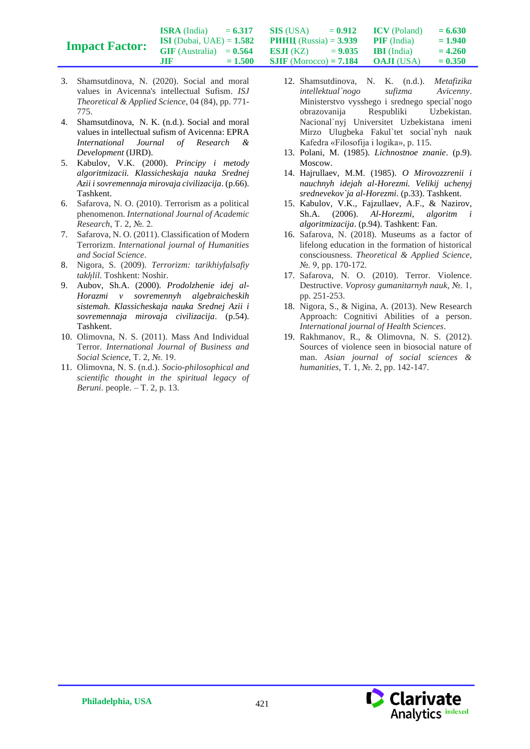3. Shamsutdinova, N. (2020). Social and moral values in Avicenna's intellectual Sufism. *ISJ Theoretical & Applied Science*, 04 (84), pp. 771-775.
4. Shamsutdinova, N. K. (n.d.). Social and moral values in intellectual sufism of Avicenna: EPRA *International Journal of Research & Development* (IJRD).
5. Kabulov, V.K. (2000). *Principy i metody algoritmizacii. Klassicheskaja nauka Srednej Azii i sovremennaja mirovaja civilizacija*. (p.66). Tashkent.
6. Safarova, N. O. (2010). Terrorism as a political phenomenon. *International Journal of Academic Research*, T. 2, №. 2.
7. Safarova, N. O. (2011). Classification of Modern Terrorizm. *International journal of Humanities and Social Science*.
8. Nigora, S. (2009). *Terrorizm: tarikhiyfalsafiy takḩlil*. Toshkent: Noshir.
9. Aubov, Sh.A. (2000). *Prodolzhenie idej al-Horazmi v sovremennyh algebraicheskih sistemah. Klassicheskaja nauka Srednej Azii i sovremennaja mirovaja civilizacija*. (p.54). Tashkent.
10. Olimovna, N. S. (2011). Mass And Individual Terror. *International Journal of Business and Social Science*, T. 2, №. 19.
11. Olimovna, N. S. (n.d.). *Socio-philosophical and scientific thought in the spiritual legacy of Beruni*. people. – T. 2, p. 13.
12. Shamsutdinova, N. K. (n.d.). *Metafizika intellektual`nogo sufizma Avicenny*. Ministerstvo vysshego i srednego special`nogo obrazovanija Respubliki Uzbekistan. Nacional`nyj Universitet Uzbekistana imeni Mirzo Ulugbeka Fakul`tet social`nyh nauk Kafedra «Filosofija i logika», p. 115.
13. Polani, M. (1985). *Lichnostnoe znanie*. (p.9). Moscow.
14. Hajrullaev, M.M. (1985). *O Mirovozzrenii i nauchnyh idejah al-Horezmi. Velikij uchenyj srednevekov`ja al-Horezmi*. (p.33). Tashkent.
15. Kabulov, V.K., Fajzullaev, A.F., & Nazirov, Sh.A. (2006). *Al-Horezmi, algoritm i algoritmizacija*. (p.94). Tashkent: Fan.
16. Safarova, N. (2018). Museums as a factor of lifelong education in the formation of historical consciousness. *Theoretical & Applied Science*, №. 9, pp. 170-172.
17. Safarova, N. O. (2010). Terror. Violence. Destructive. *Voprosy gumanitarnyh nauk*, №. 1, pp. 251-253.
18. Nigora, S., & Nigina, A. (2013). New Research Approach: Cognitivi Abilities of a person. *International journal of Health Sciences*.
19. Rakhmanov, R., & Olimovna, N. S. (2012). Sources of violence seen in biosocial nature of man. *Asian journal of social sciences & humanities*, T. 1, №. 2, pp. 142-147.